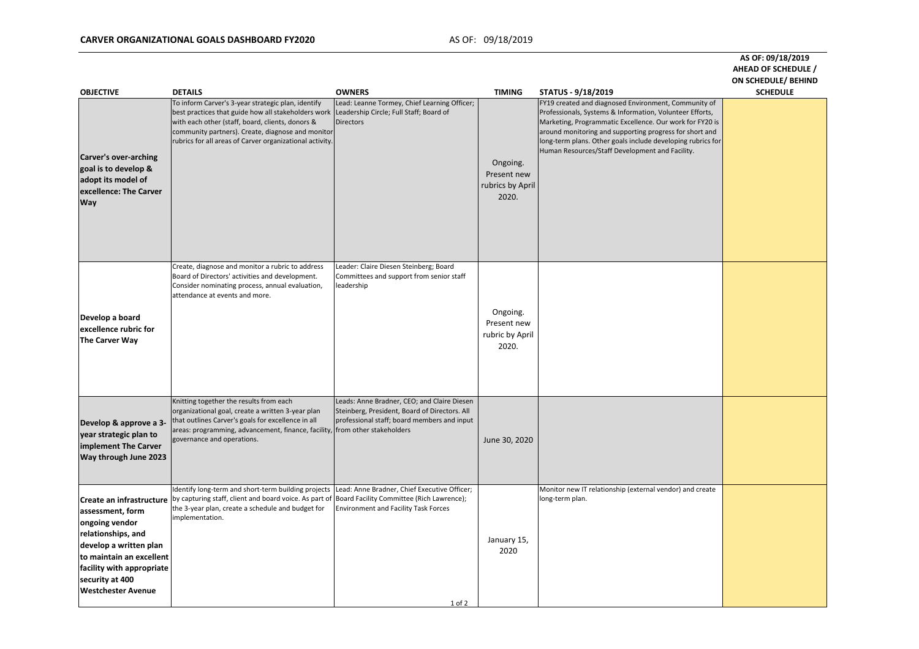# CARVER ORGANIZATIONAL GOALS DASHBOARD FY2020

AS OF: 09/18/2019

| OBJECTIVE | DETAILS | OWNERS | TIMING | STATUS - 9/18/2019 | AS OF: 09/18/2019 AHEAD OF SCHEDULE / ON SCHEDULE/ BEHIND SCHEDULE |
|---|---|---|---|---|---|
| **Carver's over-arching goal is to develop & adopt its model of excellence: The Carver Way** | To inform Carver's 3-year strategic plan, identify best practices that guide how all stakeholders work with each other (staff, board, clients, donors & community partners). Create, diagnose and monitor rubrics for all areas of Carver organizational activity. | Lead: Leanne Tormey, Chief Learning Officer; Leadership Circle; Full Staff; Board of Directors | Ongoing. Present new rubrics by April 2020. | FY19 created and diagnosed Environment, Community of Professionals, Systems & Information, Volunteer Efforts, Marketing, Programmatic Excellence. Our work for FY20 is around monitoring and supporting progress for short and long-term plans. Other goals include developing rubrics for Human Resources/Staff Development and Facility. | |
| **Develop a board excellence rubric for The Carver Way** | Create, diagnose and monitor a rubric to address Board of Directors' activities and development. Consider nominating process, annual evaluation, attendance at events and more. | Leader: Claire Diesen Steinberg; Board Committees and support from senior staff leadership | Ongoing. Present new rubric by April 2020. | | |
| **Develop & approve a 3-year strategic plan to implement The Carver Way through June 2023** | Knitting together the results from each organizational goal, create a written 3-year plan that outlines Carver's goals for excellence in all areas: programming, advancement, finance, facility, governance and operations. | Leads: Anne Bradner, CEO; and Claire Diesen Steinberg, President, Board of Directors. All professional staff; board members and input from other stakeholders | June 30, 2020 | | |
| **Create an infrastructure assessment, form ongoing vendor relationships, and develop a written plan to maintain an excellent facility with appropriate security at 400 Westchester Avenue** | Identify long-term and short-term building projects by capturing staff, client and board voice. As part of the 3-year plan, create a schedule and budget for implementation. | Lead: Anne Bradner, Chief Executive Officer; Board Facility Committee (Rich Lawrence); Environment and Facility Task Forces | January 15, 2020 | Monitor new IT relationship (external vendor) and create long-term plan. | |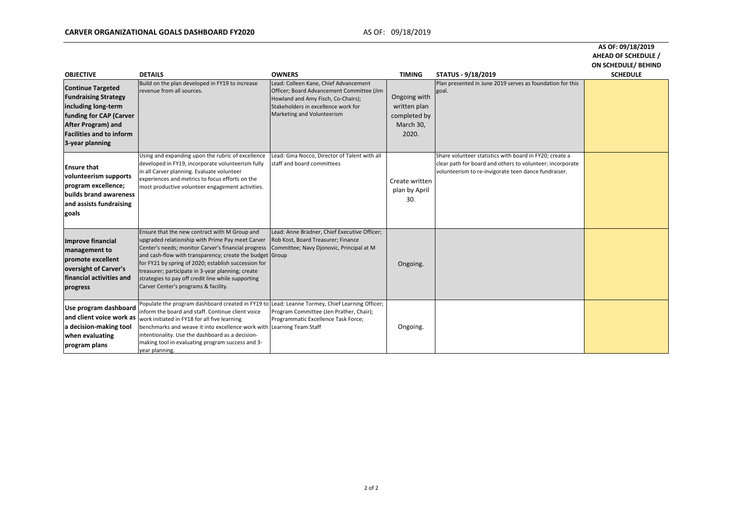**CARVER ORGANIZATIONAL GOALS DASHBOARD FY2020** AS OF: 09/18/2019

| OBJECTIVE | DETAILS | OWNERS | TIMING | STATUS - 9/18/2019 | AS OF: 09/18/2019 AHEAD OF SCHEDULE / ON SCHEDULE/ BEHIND SCHEDULE |
|---|---|---|---|---|---|
| **Continue Targeted Fundraising Strategy including long-term funding for CAP (Carver After Program) and Facilities and to inform 3-year planning** | Build on the plan developed in FY19 to increase revenue from all sources. | Lead: Colleen Kane, Chief Advancement Officer; Board Advancement Committee (Jim Howland and Amy Fisch, Co-Chairs); Stakeholders in excellence work for Marketing and Volunteerism | Ongoing with written plan completed by March 30, 2020. | Plan presented in June 2019 serves as foundation for this goal. | |
| **Ensure that volunteerism supports program excellence; builds brand awareness and assists fundraising goals** | Using and expanding upon the rubric of excellence developed in FY19, incorporate volunteerism fully in all Carver planning. Evaluate volunteer experiences and metrics to focus efforts on the most productive volunteer engagement activities. | Lead: Gina Nocco, Director of Talent with all staff and board committees | Create written plan by April 30. | Share volunteer statistics with board in FY20; create a clear path for board and others to volunteer; incorporate volunteerism to re-invigorate teen dance fundraiser. | |
| **Improve financial management to promote excellent oversight of Carver's financial activities and progress** | Ensure that the new contract with M Group and upgraded relationship with Prime Pay meet Carver Center's needs; monitor Carver's financial progress and cash-flow with transparency; create the budget for FY21 by spring of 2020; establish succession for treasurer; participate in 3-year planning; create strategies to pay off credit line while supporting Carver Center's programs & facility. | Lead: Anne Bradner, Chief Executive Officer; Rob Kost, Board Treasurer; Finance Committee; Navy Djonovic, Principal at M Group | Ongoing. | | |
| **Use program dashboard and client voice work as a decision-making tool when evaluating program plans** | Populate the program dashboard created in FY19 to inform the board and staff. Continue client voice work initiated in FY18 for all five learning benchmarks and weave it into excellence work with intentionality. Use the dashboard as a decision-making tool in evaluating program success and 3-year planning. | Lead: Leanne Tormey, Chief Learning Officer; Program Committee (Jen Prather, Chair); Programmatic Excellence Task Force; Learning Team Staff | Ongoing. | | |